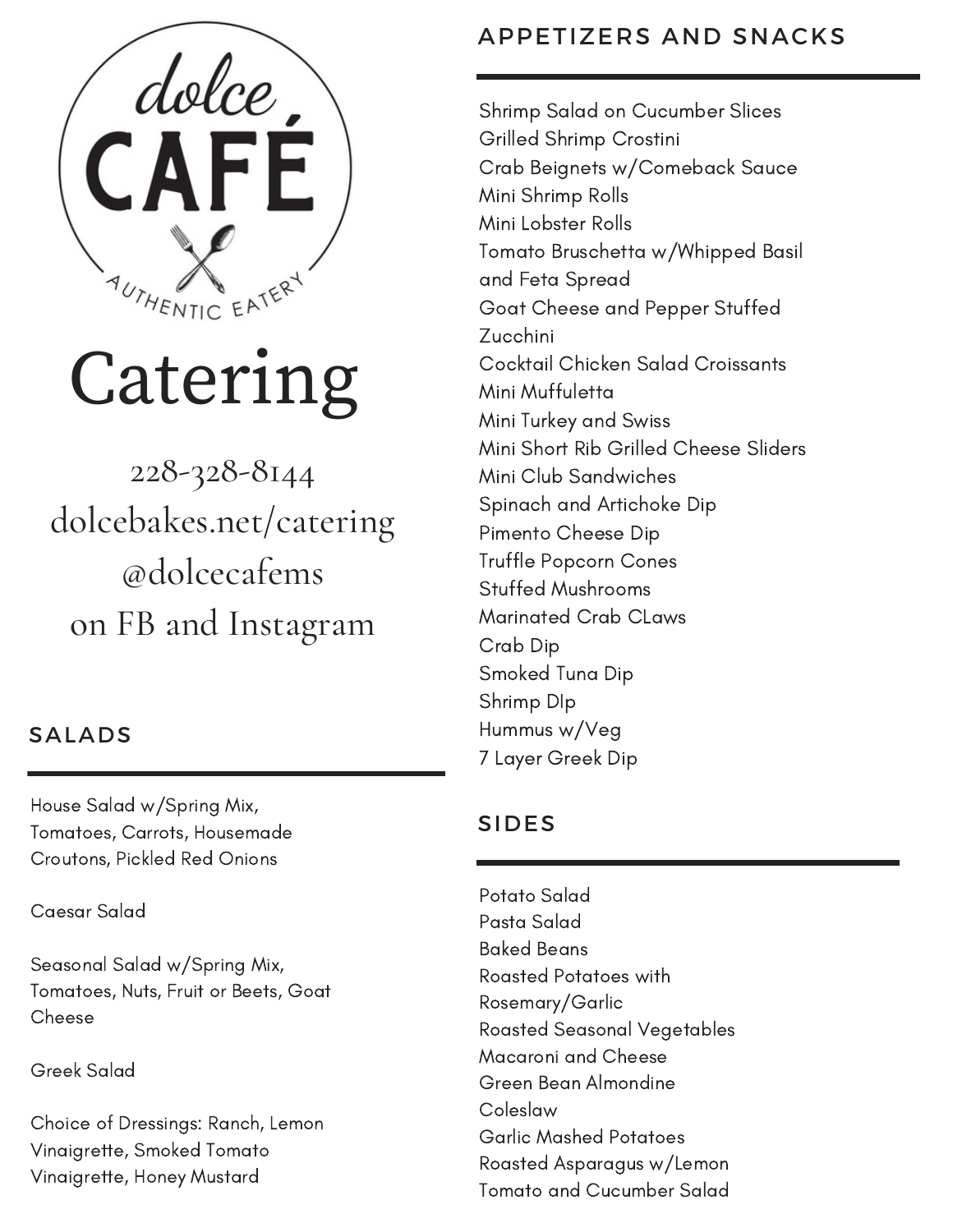dolce CAFÉ

AUTHENTIC EATERY

# Catering

228-328-8144
dolcebakes.net/catering
@dolcecafems
on FB and Instagram

## SALADS

House Salad w/Spring Mix, Tomatoes, Carrots, Housemade Croutons, Pickled Red Onions

Caesar Salad

Seasonal Salad w/Spring Mix, Tomatoes, Nuts, Fruit or Beets, Goat Cheese

Greek Salad

Choice of Dressings: Ranch, Lemon Vinaigrette, Smoked Tomato Vinaigrette, Honey Mustard

## APPETIZERS AND SNACKS

Shrimp Salad on Cucumber Slices
Grilled Shrimp Crostini
Crab Beignets w/Comeback Sauce
Mini Shrimp Rolls
Mini Lobster Rolls
Tomato Bruschetta w/Whipped Basil and Feta Spread
Goat Cheese and Pepper Stuffed Zucchini
Cocktail Chicken Salad Croissants
Mini Muffuletta
Mini Turkey and Swiss
Mini Short Rib Grilled Cheese Sliders
Mini Club Sandwiches
Spinach and Artichoke Dip
Pimento Cheese Dip
Truffle Popcorn Cones
Stuffed Mushrooms
Marinated Crab CLaws
Crab Dip
Smoked Tuna Dip
Shrimp DIp
Hummus w/Veg
7 Layer Greek Dip

## SIDES

Potato Salad
Pasta Salad
Baked Beans
Roasted Potatoes with Rosemary/Garlic
Roasted Seasonal Vegetables
Macaroni and Cheese
Green Bean Almondine
Coleslaw
Garlic Mashed Potatoes
Roasted Asparagus w/Lemon
Tomato and Cucumber Salad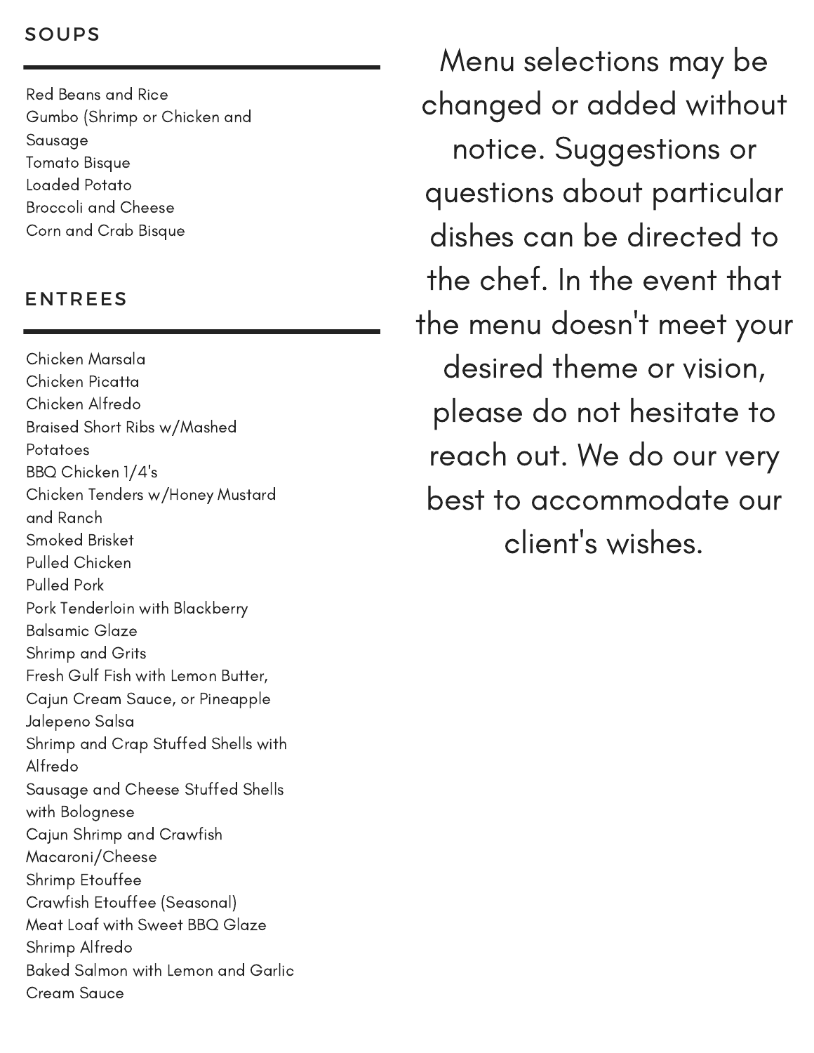## SOUPS

Red Beans and Rice
Gumbo (Shrimp or Chicken and Sausage
Tomato Bisque
Loaded Potato
Broccoli and Cheese
Corn and Crab Bisque

## ENTREES

Chicken Marsala
Chicken Picatta
Chicken Alfredo
Braised Short Ribs w/Mashed Potatoes
BBQ Chicken 1/4's
Chicken Tenders w/Honey Mustard and Ranch
Smoked Brisket
Pulled Chicken
Pulled Pork
Pork Tenderloin with Blackberry Balsamic Glaze
Shrimp and Grits
Fresh Gulf Fish with Lemon Butter, Cajun Cream Sauce, or Pineapple Jalepeno Salsa
Shrimp and Crap Stuffed Shells with Alfredo
Sausage and Cheese Stuffed Shells with Bolognese
Cajun Shrimp and Crawfish Macaroni/Cheese
Shrimp Etouffee
Crawfish Etouffee (Seasonal)
Meat Loaf with Sweet BBQ Glaze
Shrimp Alfredo
Baked Salmon with Lemon and Garlic Cream Sauce

Menu selections may be changed or added without notice. Suggestions or questions about particular dishes can be directed to the chef. In the event that the menu doesn't meet your desired theme or vision, please do not hesitate to reach out. We do our very best to accommodate our client's wishes.